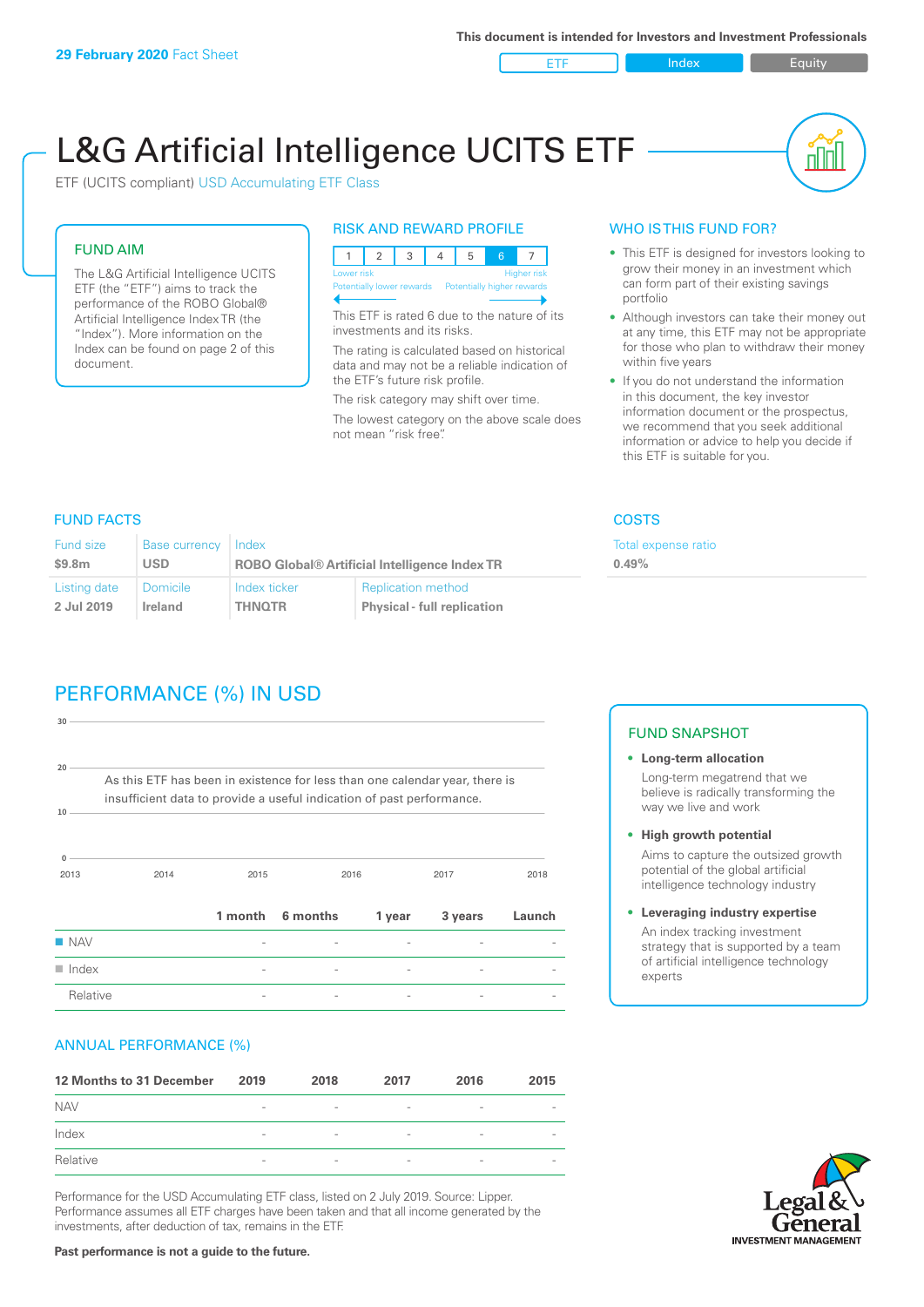**29 February 2020** Fact Sheet

This document is intended for Investors and Investment Professionals

ETF | Index | Equity

# L&G Artificial Intelligence UCITS ETF

ETF (UCITS compliant) USD Accumulating ETF Class

## FUND AIM

The L&G Artificial Intelligence UCITS ETF (the "ETF") aims to track the performance of the ROBO Global® Artificial Intelligence Index TR (the "Index"). More information on the Index can be found on page 2 of this document.

## RISK AND REWARD PROFILE

| 1 | 2 | 3 | 4 | 5 | 6 | 7 |
|---|---|---|---|---|---|---|

Lower risk — Higher risk
Potentially lower rewards — Potentially higher rewards

This ETF is rated 6 due to the nature of its investments and its risks.

The rating is calculated based on historical data and may not be a reliable indication of the ETF's future risk profile.

The risk category may shift over time.

The lowest category on the above scale does not mean "risk free".

## WHO IS THIS FUND FOR?

- This ETF is designed for investors looking to grow their money in an investment which can form part of their existing savings portfolio
- Although investors can take their money out at any time, this ETF may not be appropriate for those who plan to withdraw their money within five years
- If you do not understand the information in this document, the key investor information document or the prospectus, we recommend that you seek additional information or advice to help you decide if this ETF is suitable for you.

## FUND FACTS

| Fund size | Base currency | Index | |
|---|---|---|---|
| $9.8m | USD | ROBO Global® Artificial Intelligence Index TR | |
| **Listing date** | **Domicile** | **Index ticker** | **Replication method** |
| 2 Jul 2019 | Ireland | THNQTR | Physical - full replication |

## COSTS

Total expense ratio
**0.49%**

## PERFORMANCE (%) IN USD

As this ETF has been in existence for less than one calendar year, there is insufficient data to provide a useful indication of past performance.

| | 1 month | 6 months | 1 year | 3 years | Launch |
|---|---|---|---|---|---|
| NAV | - | - | - | - | - |
| Index | - | - | - | - | - |
| Relative | - | - | - | - | - |

## FUND SNAPSHOT

- **Long-term allocation**
  Long-term megatrend that we believe is radically transforming the way we live and work
- **High growth potential**
  Aims to capture the outsized growth potential of the global artificial intelligence technology industry
- **Leveraging industry expertise**
  An index tracking investment strategy that is supported by a team of artificial intelligence technology experts

## ANNUAL PERFORMANCE (%)

| 12 Months to 31 December | 2019 | 2018 | 2017 | 2016 | 2015 |
|---|---|---|---|---|---|
| NAV | - | - | - | - | - |
| Index | - | - | - | - | - |
| Relative | - | - | - | - | - |

Performance for the USD Accumulating ETF class, listed on 2 July 2019. Source: Lipper. Performance assumes all ETF charges have been taken and that all income generated by the investments, after deduction of tax, remains in the ETF.

**Past performance is not a guide to the future.**

Legal & General INVESTMENT MANAGEMENT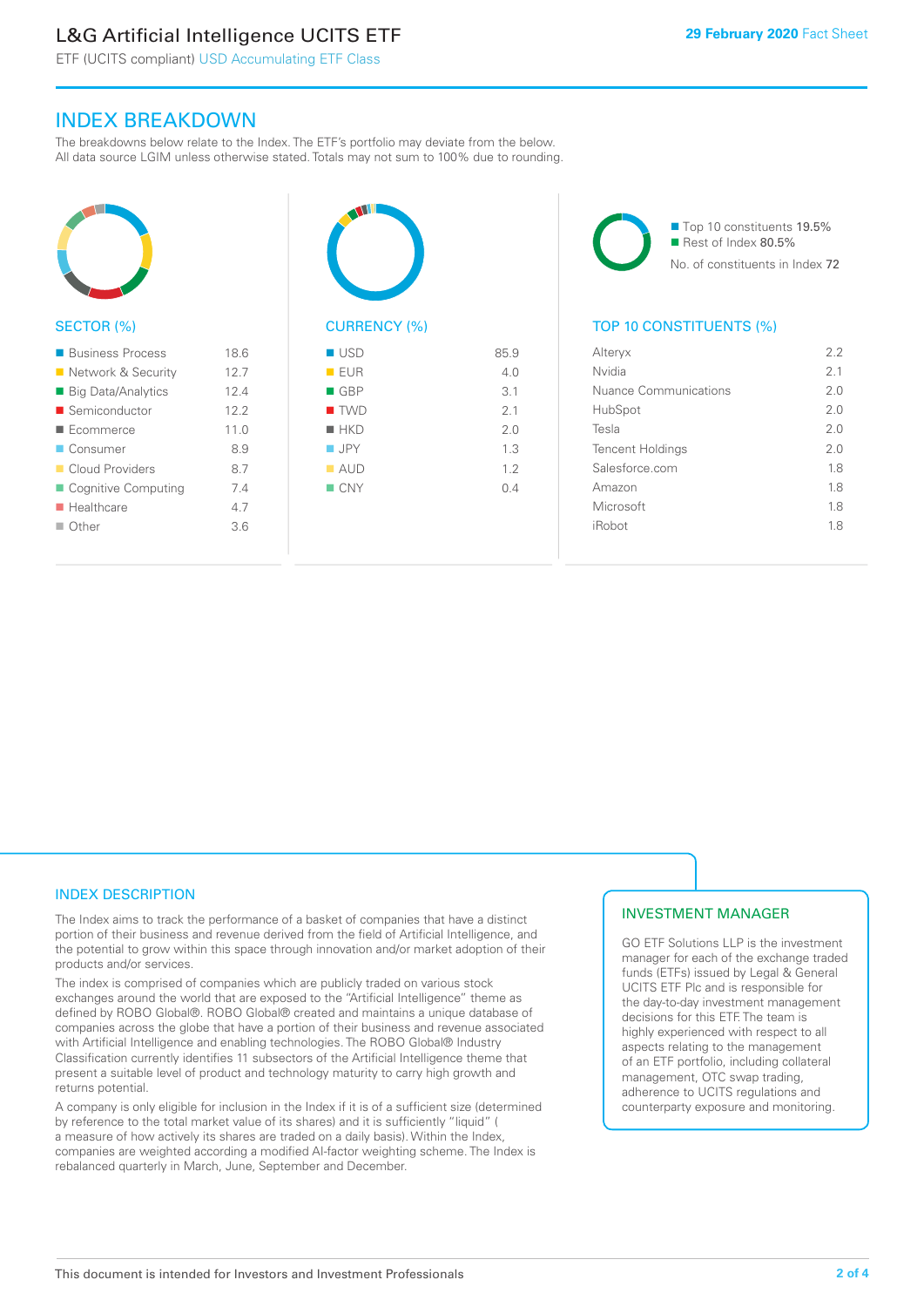## INDEX BREAKDOWN

The breakdowns below relate to the Index. The ETF's portfolio may deviate from the below. All data source LGIM unless otherwise stated. Totals may not sum to 100% due to rounding.

### SECTOR (%)

| Sector | % |
|---|---|
| Business Process | 18.6 |
| Network & Security | 12.7 |
| Big Data/Analytics | 12.4 |
| Semiconductor | 12.2 |
| Ecommerce | 11.0 |
| Consumer | 8.9 |
| Cloud Providers | 8.7 |
| Cognitive Computing | 7.4 |
| Healthcare | 4.7 |
| Other | 3.6 |

### CURRENCY (%)

| Currency | % |
|---|---|
| USD | 85.9 |
| EUR | 4.0 |
| GBP | 3.1 |
| TWD | 2.1 |
| HKD | 2.0 |
| JPY | 1.3 |
| AUD | 1.2 |
| CNY | 0.4 |

Top 10 constituents 19.5%
Rest of Index 80.5%
No. of constituents in Index 72

### TOP 10 CONSTITUENTS (%)

| Constituent | % |
|---|---|
| Alteryx | 2.2 |
| Nvidia | 2.1 |
| Nuance Communications | 2.0 |
| HubSpot | 2.0 |
| Tesla | 2.0 |
| Tencent Holdings | 2.0 |
| Salesforce.com | 1.8 |
| Amazon | 1.8 |
| Microsoft | 1.8 |
| iRobot | 1.8 |

## INDEX DESCRIPTION

The Index aims to track the performance of a basket of companies that have a distinct portion of their business and revenue derived from the field of Artificial Intelligence, and the potential to grow within this space through innovation and/or market adoption of their products and/or services.

The index is comprised of companies which are publicly traded on various stock exchanges around the world that are exposed to the "Artificial Intelligence" theme as defined by ROBO Global®. ROBO Global® created and maintains a unique database of companies across the globe that have a portion of their business and revenue associated with Artificial Intelligence and enabling technologies. The ROBO Global® Industry Classification currently identifies 11 subsectors of the Artificial Intelligence theme that present a suitable level of product and technology maturity to carry high growth and returns potential.

A company is only eligible for inclusion in the Index if it is of a sufficient size (determined by reference to the total market value of its shares) and it is sufficiently "liquid" ( a measure of how actively its shares are traded on a daily basis). Within the Index, companies are weighted according a modified AI-factor weighting scheme. The Index is rebalanced quarterly in March, June, September and December.

## INVESTMENT MANAGER

GO ETF Solutions LLP is the investment manager for each of the exchange traded funds (ETFs) issued by Legal & General UCITS ETF Plc and is responsible for the day-to-day investment management decisions for this ETF. The team is highly experienced with respect to all aspects relating to the management of an ETF portfolio, including collateral management, OTC swap trading, adherence to UCITS regulations and counterparty exposure and monitoring.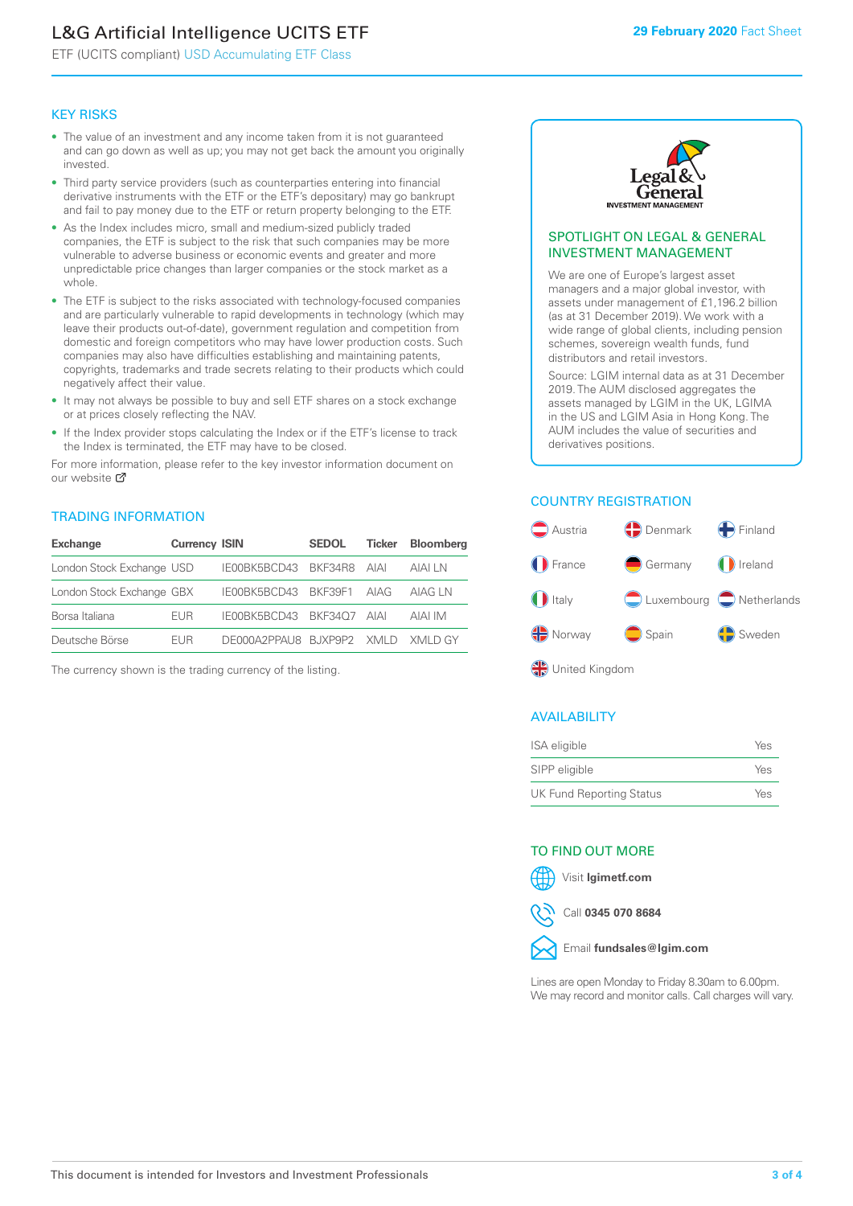# L&G Artificial Intelligence UCITS ETF

ETF (UCITS compliant) USD Accumulating ETF Class

**29 February 2020** Fact Sheet

## KEY RISKS

- The value of an investment and any income taken from it is not guaranteed and can go down as well as up; you may not get back the amount you originally invested.
- Third party service providers (such as counterparties entering into financial derivative instruments with the ETF or the ETF's depositary) may go bankrupt and fail to pay money due to the ETF or return property belonging to the ETF.
- As the Index includes micro, small and medium-sized publicly traded companies, the ETF is subject to the risk that such companies may be more vulnerable to adverse business or economic events and greater and more unpredictable price changes than larger companies or the stock market as a whole.
- The ETF is subject to the risks associated with technology-focused companies and are particularly vulnerable to rapid developments in technology (which may leave their products out-of-date), government regulation and competition from domestic and foreign competitors who may have lower production costs. Such companies may also have difficulties establishing and maintaining patents, copyrights, trademarks and trade secrets relating to their products which could negatively affect their value.
- It may not always be possible to buy and sell ETF shares on a stock exchange or at prices closely reflecting the NAV.
- If the Index provider stops calculating the Index or if the ETF's license to track the Index is terminated, the ETF may have to be closed.

For more information, please refer to the key investor information document on our website

## TRADING INFORMATION

| Exchange | Currency | ISIN | SEDOL | Ticker | Bloomberg |
|---|---|---|---|---|---|
| London Stock Exchange | USD | IE00BK5BCD43 | BKF34R8 | AIAI | AIAI LN |
| London Stock Exchange | GBX | IE00BK5BCD43 | BKF39F1 | AIAG | AIAG LN |
| Borsa Italiana | EUR | IE00BK5BCD43 | BKF34Q7 | AIAI | AIAI IM |
| Deutsche Börse | EUR | DE000A2PPAU8 | BJXP9P2 | XMLD | XMLD GY |

The currency shown is the trading currency of the listing.

## SPOTLIGHT ON LEGAL & GENERAL INVESTMENT MANAGEMENT

We are one of Europe's largest asset managers and a major global investor, with assets under management of £1,196.2 billion (as at 31 December 2019). We work with a wide range of global clients, including pension schemes, sovereign wealth funds, fund distributors and retail investors.

Source: LGIM internal data as at 31 December 2019. The AUM disclosed aggregates the assets managed by LGIM in the UK, LGIMA in the US and LGIM Asia in Hong Kong. The AUM includes the value of securities and derivatives positions.

## COUNTRY REGISTRATION

- Austria
- Denmark
- Finland
- France
- Germany
- Ireland
- Italy
- Luxembourg
- Netherlands
- Norway
- Spain
- Sweden
- United Kingdom

## AVAILABILITY

| | |
|---|---|
| ISA eligible | Yes |
| SIPP eligible | Yes |
| UK Fund Reporting Status | Yes |

## TO FIND OUT MORE

Visit **lgimetf.com**

Call **0345 070 8684**

Email **fundsales@lgim.com**

Lines are open Monday to Friday 8.30am to 6.00pm. We may record and monitor calls. Call charges will vary.

This document is intended for Investors and Investment Professionals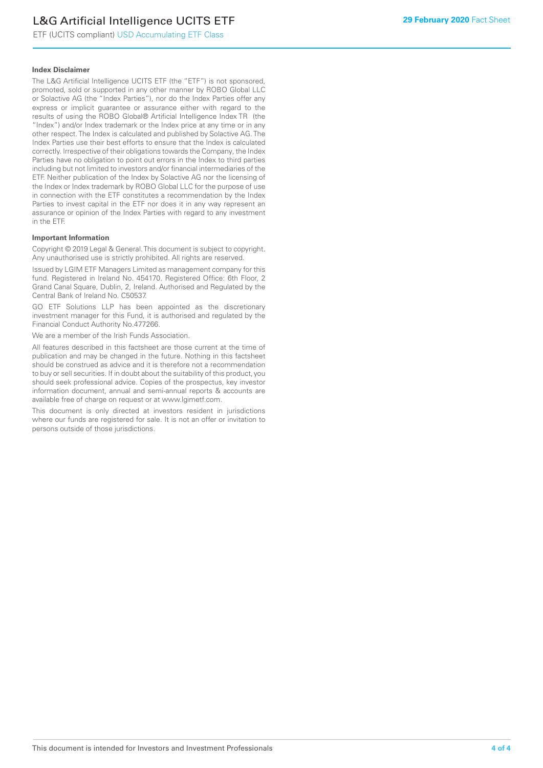### Index Disclaimer

The L&G Artificial Intelligence UCITS ETF (the "ETF") is not sponsored, promoted, sold or supported in any other manner by ROBO Global LLC or Solactive AG (the "Index Parties"), nor do the Index Parties offer any express or implicit guarantee or assurance either with regard to the results of using the ROBO Global® Artificial Intelligence Index TR (the "Index") and/or Index trademark or the Index price at any time or in any other respect. The Index is calculated and published by Solactive AG. The Index Parties use their best efforts to ensure that the Index is calculated correctly. Irrespective of their obligations towards the Company, the Index Parties have no obligation to point out errors in the Index to third parties including but not limited to investors and/or financial intermediaries of the ETF. Neither publication of the Index by Solactive AG nor the licensing of the Index or Index trademark by ROBO Global LLC for the purpose of use in connection with the ETF constitutes a recommendation by the Index Parties to invest capital in the ETF nor does it in any way represent an assurance or opinion of the Index Parties with regard to any investment in the ETF.

### Important Information

Copyright © 2019 Legal & General. This document is subject to copyright. Any unauthorised use is strictly prohibited. All rights are reserved.

Issued by LGIM ETF Managers Limited as management company for this fund. Registered in Ireland No. 454170. Registered Office: 6th Floor, 2 Grand Canal Square, Dublin, 2, Ireland. Authorised and Regulated by the Central Bank of Ireland No. C50537.

GO ETF Solutions LLP has been appointed as the discretionary investment manager for this Fund, it is authorised and regulated by the Financial Conduct Authority No.477266.

We are a member of the Irish Funds Association.

All features described in this factsheet are those current at the time of publication and may be changed in the future. Nothing in this factsheet should be construed as advice and it is therefore not a recommendation to buy or sell securities. If in doubt about the suitability of this product, you should seek professional advice. Copies of the prospectus, key investor information document, annual and semi-annual reports & accounts are available free of charge on request or at www.lgimetf.com.

This document is only directed at investors resident in jurisdictions where our funds are registered for sale. It is not an offer or invitation to persons outside of those jurisdictions.